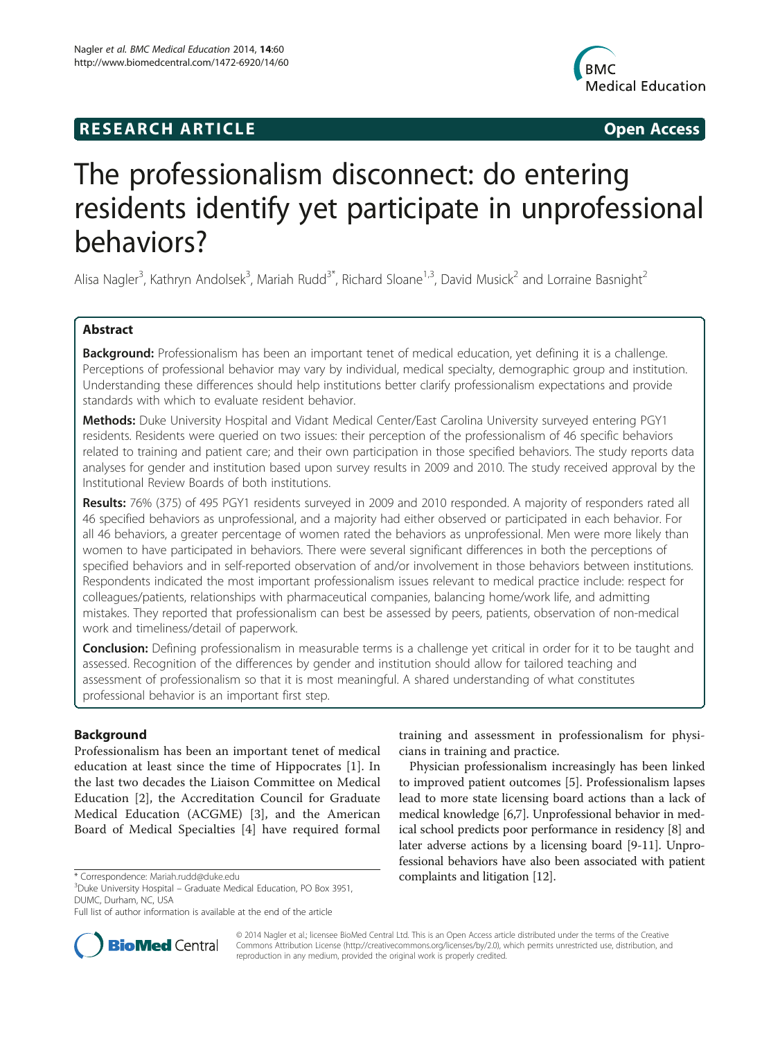**RESEARCH ARTICLE** **Open Access**

# The professionalism disconnect: do entering residents identify yet participate in unprofessional behaviors?

Alisa Nagler[3], Kathryn Andolsek[3], Mariah Rudd[3*], Richard Sloane[1,3], David Musick[2] and Lorraine Basnight[2]

## Abstract

**Background:** Professionalism has been an important tenet of medical education, yet defining it is a challenge. Perceptions of professional behavior may vary by individual, medical specialty, demographic group and institution. Understanding these differences should help institutions better clarify professionalism expectations and provide standards with which to evaluate resident behavior.

**Methods:** Duke University Hospital and Vidant Medical Center/East Carolina University surveyed entering PGY1 residents. Residents were queried on two issues: their perception of the professionalism of 46 specific behaviors related to training and patient care; and their own participation in those specified behaviors. The study reports data analyses for gender and institution based upon survey results in 2009 and 2010. The study received approval by the Institutional Review Boards of both institutions.

**Results:** 76% (375) of 495 PGY1 residents surveyed in 2009 and 2010 responded. A majority of responders rated all 46 specified behaviors as unprofessional, and a majority had either observed or participated in each behavior. For all 46 behaviors, a greater percentage of women rated the behaviors as unprofessional. Men were more likely than women to have participated in behaviors. There were several significant differences in both the perceptions of specified behaviors and in self-reported observation of and/or involvement in those behaviors between institutions. Respondents indicated the most important professionalism issues relevant to medical practice include: respect for colleagues/patients, relationships with pharmaceutical companies, balancing home/work life, and admitting mistakes. They reported that professionalism can best be assessed by peers, patients, observation of non-medical work and timeliness/detail of paperwork.

**Conclusion:** Defining professionalism in measurable terms is a challenge yet critical in order for it to be taught and assessed. Recognition of the differences by gender and institution should allow for tailored teaching and assessment of professionalism so that it is most meaningful. A shared understanding of what constitutes professional behavior is an important first step.

## Background

Professionalism has been an important tenet of medical education at least since the time of Hippocrates [1]. In the last two decades the Liaison Committee on Medical Education [2], the Accreditation Council for Graduate Medical Education (ACGME) [3], and the American Board of Medical Specialties [4] have required formal training and assessment in professionalism for physicians in training and practice.

Physician professionalism increasingly has been linked to improved patient outcomes [5]. Professionalism lapses lead to more state licensing board actions than a lack of medical knowledge [6,7]. Unprofessional behavior in medical school predicts poor performance in residency [8] and later adverse actions by a licensing board [9-11]. Unprofessional behaviors have also been associated with patient complaints and litigation [12].

\* Correspondence: Mariah.rudd@duke.edu
[3]Duke University Hospital – Graduate Medical Education, PO Box 3951, DUMC, Durham, NC, USA
Full list of author information is available at the end of the article

© 2014 Nagler et al.; licensee BioMed Central Ltd. This is an Open Access article distributed under the terms of the Creative Commons Attribution License (http://creativecommons.org/licenses/by/2.0), which permits unrestricted use, distribution, and reproduction in any medium, provided the original work is properly credited.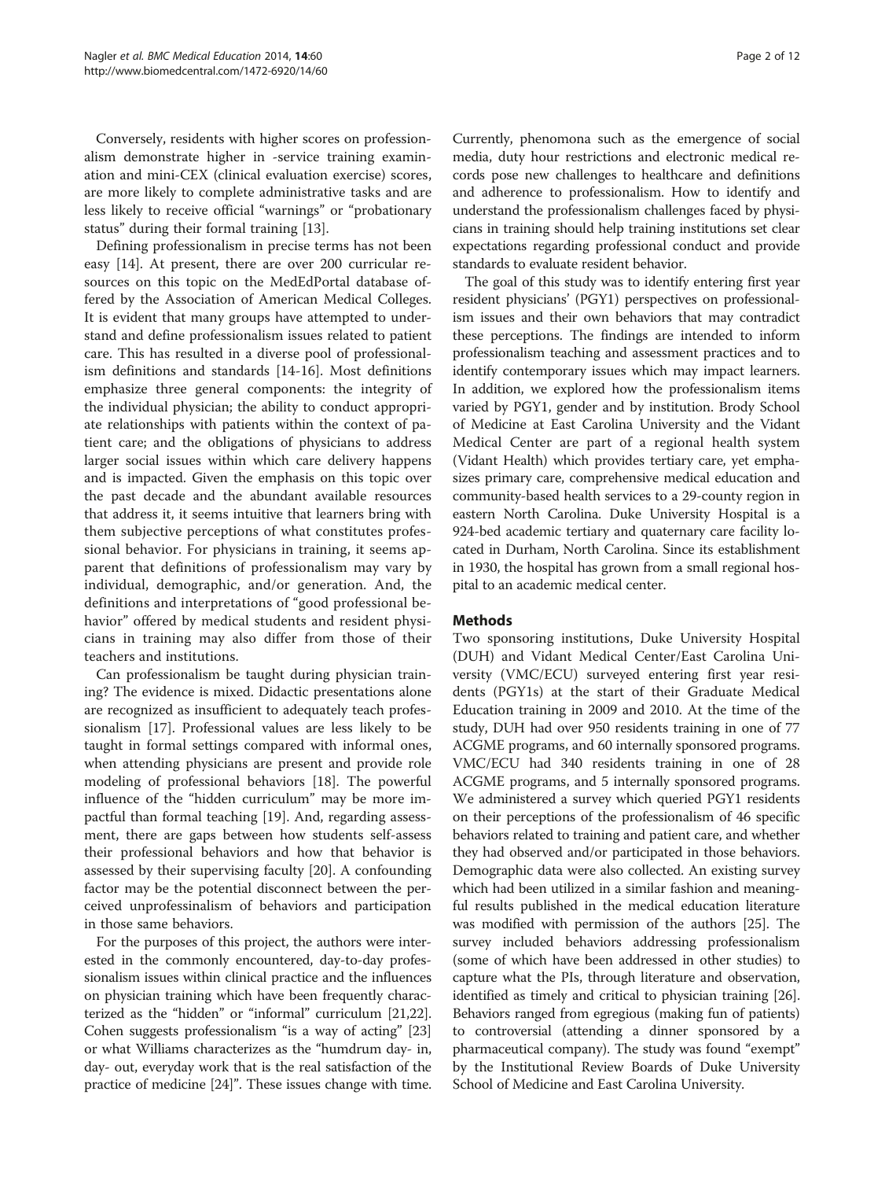Conversely, residents with higher scores on professionalism demonstrate higher in -service training examination and mini-CEX (clinical evaluation exercise) scores, are more likely to complete administrative tasks and are less likely to receive official "warnings" or "probationary status" during their formal training [13].

Defining professionalism in precise terms has not been easy [14]. At present, there are over 200 curricular resources on this topic on the MedEdPortal database offered by the Association of American Medical Colleges. It is evident that many groups have attempted to understand and define professionalism issues related to patient care. This has resulted in a diverse pool of professionalism definitions and standards [14-16]. Most definitions emphasize three general components: the integrity of the individual physician; the ability to conduct appropriate relationships with patients within the context of patient care; and the obligations of physicians to address larger social issues within which care delivery happens and is impacted. Given the emphasis on this topic over the past decade and the abundant available resources that address it, it seems intuitive that learners bring with them subjective perceptions of what constitutes professional behavior. For physicians in training, it seems apparent that definitions of professionalism may vary by individual, demographic, and/or generation. And, the definitions and interpretations of "good professional behavior" offered by medical students and resident physicians in training may also differ from those of their teachers and institutions.

Can professionalism be taught during physician training? The evidence is mixed. Didactic presentations alone are recognized as insufficient to adequately teach professionalism [17]. Professional values are less likely to be taught in formal settings compared with informal ones, when attending physicians are present and provide role modeling of professional behaviors [18]. The powerful influence of the "hidden curriculum" may be more impactful than formal teaching [19]. And, regarding assessment, there are gaps between how students self-assess their professional behaviors and how that behavior is assessed by their supervising faculty [20]. A confounding factor may be the potential disconnect between the perceived unprofessionalism of behaviors and participation in those same behaviors.

For the purposes of this project, the authors were interested in the commonly encountered, day-to-day professionalism issues within clinical practice and the influences on physician training which have been frequently characterized as the "hidden" or "informal" curriculum [21,22]. Cohen suggests professionalism "is a way of acting" [23] or what Williams characterizes as the "humdrum day- in, day- out, everyday work that is the real satisfaction of the practice of medicine [24]". These issues change with time. Currently, phenomona such as the emergence of social media, duty hour restrictions and electronic medical records pose new challenges to healthcare and definitions and adherence to professionalism. How to identify and understand the professionalism challenges faced by physicians in training should help training institutions set clear expectations regarding professional conduct and provide standards to evaluate resident behavior.

The goal of this study was to identify entering first year resident physicians' (PGY1) perspectives on professionalism issues and their own behaviors that may contradict these perceptions. The findings are intended to inform professionalism teaching and assessment practices and to identify contemporary issues which may impact learners. In addition, we explored how the professionalism items varied by PGY1, gender and by institution. Brody School of Medicine at East Carolina University and the Vidant Medical Center are part of a regional health system (Vidant Health) which provides tertiary care, yet emphasizes primary care, comprehensive medical education and community-based health services to a 29-county region in eastern North Carolina. Duke University Hospital is a 924-bed academic tertiary and quaternary care facility located in Durham, North Carolina. Since its establishment in 1930, the hospital has grown from a small regional hospital to an academic medical center.

## Methods

Two sponsoring institutions, Duke University Hospital (DUH) and Vidant Medical Center/East Carolina University (VMC/ECU) surveyed entering first year residents (PGY1s) at the start of their Graduate Medical Education training in 2009 and 2010. At the time of the study, DUH had over 950 residents training in one of 77 ACGME programs, and 60 internally sponsored programs. VMC/ECU had 340 residents training in one of 28 ACGME programs, and 5 internally sponsored programs. We administered a survey which queried PGY1 residents on their perceptions of the professionalism of 46 specific behaviors related to training and patient care, and whether they had observed and/or participated in those behaviors. Demographic data were also collected. An existing survey which had been utilized in a similar fashion and meaningful results published in the medical education literature was modified with permission of the authors [25]. The survey included behaviors addressing professionalism (some of which have been addressed in other studies) to capture what the PIs, through literature and observation, identified as timely and critical to physician training [26]. Behaviors ranged from egregious (making fun of patients) to controversial (attending a dinner sponsored by a pharmaceutical company). The study was found "exempt" by the Institutional Review Boards of Duke University School of Medicine and East Carolina University.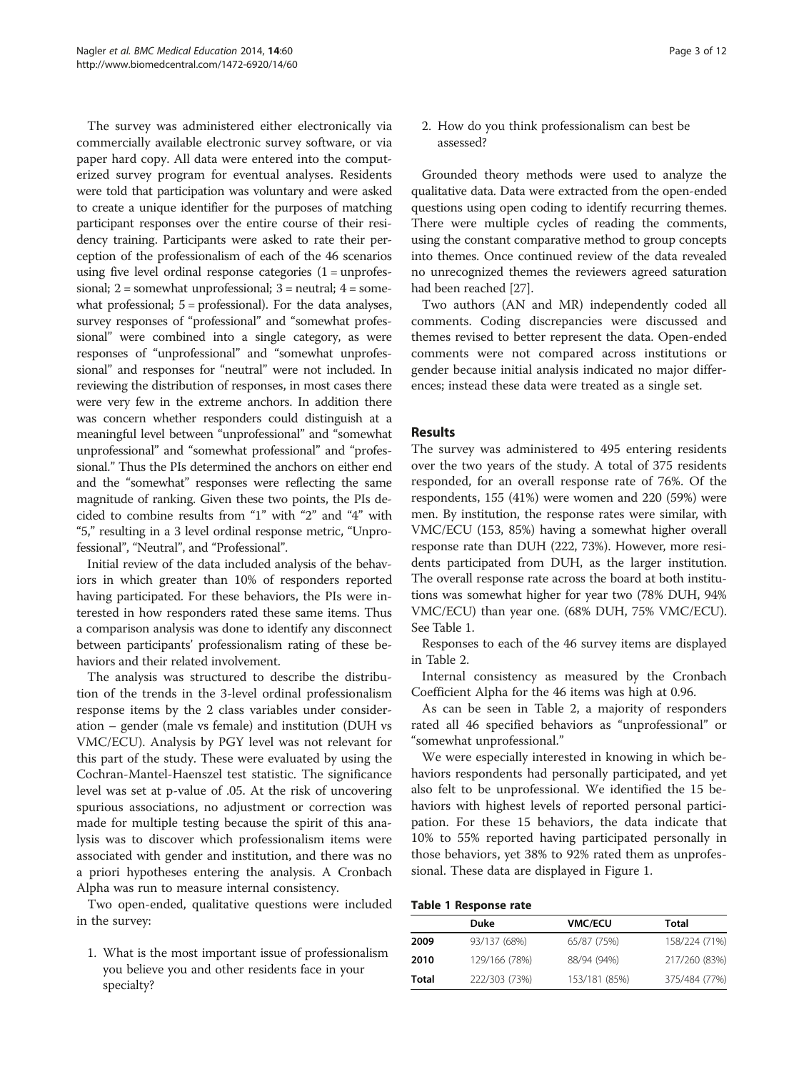The survey was administered either electronically via commercially available electronic survey software, or via paper hard copy. All data were entered into the computerized survey program for eventual analyses. Residents were told that participation was voluntary and were asked to create a unique identifier for the purposes of matching participant responses over the entire course of their residency training. Participants were asked to rate their perception of the professionalism of each of the 46 scenarios using five level ordinal response categories (1 = unprofessional; 2 = somewhat unprofessional; 3 = neutral; 4 = somewhat professional; 5 = professional). For the data analyses, survey responses of "professional" and "somewhat professional" were combined into a single category, as were responses of "unprofessional" and "somewhat unprofessional" and responses for "neutral" were not included. In reviewing the distribution of responses, in most cases there were very few in the extreme anchors. In addition there was concern whether responders could distinguish at a meaningful level between "unprofessional" and "somewhat unprofessional" and "somewhat professional" and "professional." Thus the PIs determined the anchors on either end and the "somewhat" responses were reflecting the same magnitude of ranking. Given these two points, the PIs decided to combine results from "1" with "2" and "4" with "5," resulting in a 3 level ordinal response metric, "Unprofessional", "Neutral", and "Professional".

Initial review of the data included analysis of the behaviors in which greater than 10% of responders reported having participated. For these behaviors, the PIs were interested in how responders rated these same items. Thus a comparison analysis was done to identify any disconnect between participants' professionalism rating of these behaviors and their related involvement.

The analysis was structured to describe the distribution of the trends in the 3-level ordinal professionalism response items by the 2 class variables under consideration – gender (male vs female) and institution (DUH vs VMC/ECU). Analysis by PGY level was not relevant for this part of the study. These were evaluated by using the Cochran-Mantel-Haenszel test statistic. The significance level was set at p-value of .05. At the risk of uncovering spurious associations, no adjustment or correction was made for multiple testing because the spirit of this analysis was to discover which professionalism items were associated with gender and institution, and there was no a priori hypotheses entering the analysis. A Cronbach Alpha was run to measure internal consistency.

Two open-ended, qualitative questions were included in the survey:

1. What is the most important issue of professionalism you believe you and other residents face in your specialty?
2. How do you think professionalism can best be assessed?

Grounded theory methods were used to analyze the qualitative data. Data were extracted from the open-ended questions using open coding to identify recurring themes. There were multiple cycles of reading the comments, using the constant comparative method to group concepts into themes. Once continued review of the data revealed no unrecognized themes the reviewers agreed saturation had been reached [27].

Two authors (AN and MR) independently coded all comments. Coding discrepancies were discussed and themes revised to better represent the data. Open-ended comments were not compared across institutions or gender because initial analysis indicated no major differences; instead these data were treated as a single set.

## Results

The survey was administered to 495 entering residents over the two years of the study. A total of 375 residents responded, for an overall response rate of 76%. Of the respondents, 155 (41%) were women and 220 (59%) were men. By institution, the response rates were similar, with VMC/ECU (153, 85%) having a somewhat higher overall response rate than DUH (222, 73%). However, more residents participated from DUH, as the larger institution. The overall response rate across the board at both institutions was somewhat higher for year two (78% DUH, 94% VMC/ECU) than year one. (68% DUH, 75% VMC/ECU). See Table 1.

Responses to each of the 46 survey items are displayed in Table 2.

Internal consistency as measured by the Cronbach Coefficient Alpha for the 46 items was high at 0.96.

As can be seen in Table 2, a majority of responders rated all 46 specified behaviors as "unprofessional" or "somewhat unprofessional."

We were especially interested in knowing in which behaviors respondents had personally participated, and yet also felt to be unprofessional. We identified the 15 behaviors with highest levels of reported personal participation. For these 15 behaviors, the data indicate that 10% to 55% reported having participated personally in those behaviors, yet 38% to 92% rated them as unprofessional. These data are displayed in Figure 1.

**Table 1 Response rate**

| | Duke | VMC/ECU | Total |
|---|---|---|---|
| 2009 | 93/137 (68%) | 65/87 (75%) | 158/224 (71%) |
| 2010 | 129/166 (78%) | 88/94 (94%) | 217/260 (83%) |
| Total | 222/303 (73%) | 153/181 (85%) | 375/484 (77%) |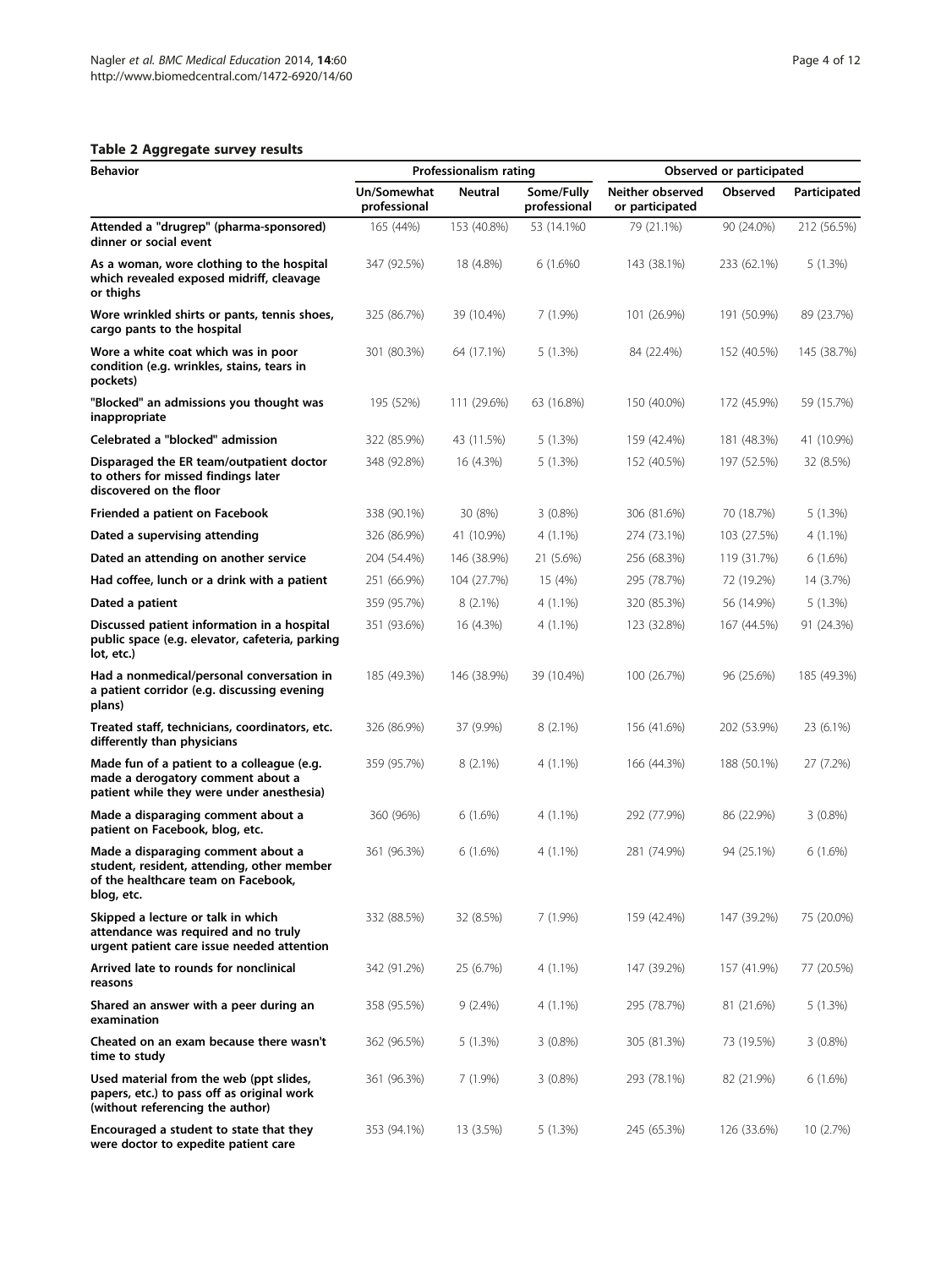### Table 2 Aggregate survey results

| Behavior | Professionalism rating | | | Observed or participated | | |
|---|---|---|---|---|---|---|
| | Un/Somewhat professional | Neutral | Some/Fully professional | Neither observed or participated | Observed | Participated |
| **Attended a "drugrep" (pharma-sponsored) dinner or social event** | 165 (44%) | 153 (40.8%) | 53 (14.1%0 | 79 (21.1%) | 90 (24.0%) | 212 (56.5%) |
| **As a woman, wore clothing to the hospital which revealed exposed midriff, cleavage or thighs** | 347 (92.5%) | 18 (4.8%) | 6 (1.6%0 | 143 (38.1%) | 233 (62.1%) | 5 (1.3%) |
| **Wore wrinkled shirts or pants, tennis shoes, cargo pants to the hospital** | 325 (86.7%) | 39 (10.4%) | 7 (1.9%) | 101 (26.9%) | 191 (50.9%) | 89 (23.7%) |
| **Wore a white coat which was in poor condition (e.g. wrinkles, stains, tears in pockets)** | 301 (80.3%) | 64 (17.1%) | 5 (1.3%) | 84 (22.4%) | 152 (40.5%) | 145 (38.7%) |
| **"Blocked" an admissions you thought was inappropriate** | 195 (52%) | 111 (29.6%) | 63 (16.8%) | 150 (40.0%) | 172 (45.9%) | 59 (15.7%) |
| **Celebrated a "blocked" admission** | 322 (85.9%) | 43 (11.5%) | 5 (1.3%) | 159 (42.4%) | 181 (48.3%) | 41 (10.9%) |
| **Disparaged the ER team/outpatient doctor to others for missed findings later discovered on the floor** | 348 (92.8%) | 16 (4.3%) | 5 (1.3%) | 152 (40.5%) | 197 (52.5%) | 32 (8.5%) |
| **Friended a patient on Facebook** | 338 (90.1%) | 30 (8%) | 3 (0.8%) | 306 (81.6%) | 70 (18.7%) | 5 (1.3%) |
| **Dated a supervising attending** | 326 (86.9%) | 41 (10.9%) | 4 (1.1%) | 274 (73.1%) | 103 (27.5%) | 4 (1.1%) |
| **Dated an attending on another service** | 204 (54.4%) | 146 (38.9%) | 21 (5.6%) | 256 (68.3%) | 119 (31.7%) | 6 (1.6%) |
| **Had coffee, lunch or a drink with a patient** | 251 (66.9%) | 104 (27.7%) | 15 (4%) | 295 (78.7%) | 72 (19.2%) | 14 (3.7%) |
| **Dated a patient** | 359 (95.7%) | 8 (2.1%) | 4 (1.1%) | 320 (85.3%) | 56 (14.9%) | 5 (1.3%) |
| **Discussed patient information in a hospital public space (e.g. elevator, cafeteria, parking lot, etc.)** | 351 (93.6%) | 16 (4.3%) | 4 (1.1%) | 123 (32.8%) | 167 (44.5%) | 91 (24.3%) |
| **Had a nonmedical/personal conversation in a patient corridor (e.g. discussing evening plans)** | 185 (49.3%) | 146 (38.9%) | 39 (10.4%) | 100 (26.7%) | 96 (25.6%) | 185 (49.3%) |
| **Treated staff, technicians, coordinators, etc. differently than physicians** | 326 (86.9%) | 37 (9.9%) | 8 (2.1%) | 156 (41.6%) | 202 (53.9%) | 23 (6.1%) |
| **Made fun of a patient to a colleague (e.g. made a derogatory comment about a patient while they were under anesthesia)** | 359 (95.7%) | 8 (2.1%) | 4 (1.1%) | 166 (44.3%) | 188 (50.1%) | 27 (7.2%) |
| **Made a disparaging comment about a patient on Facebook, blog, etc.** | 360 (96%) | 6 (1.6%) | 4 (1.1%) | 292 (77.9%) | 86 (22.9%) | 3 (0.8%) |
| **Made a disparaging comment about a student, resident, attending, other member of the healthcare team on Facebook, blog, etc.** | 361 (96.3%) | 6 (1.6%) | 4 (1.1%) | 281 (74.9%) | 94 (25.1%) | 6 (1.6%) |
| **Skipped a lecture or talk in which attendance was required and no truly urgent patient care issue needed attention** | 332 (88.5%) | 32 (8.5%) | 7 (1.9%) | 159 (42.4%) | 147 (39.2%) | 75 (20.0%) |
| **Arrived late to rounds for nonclinical reasons** | 342 (91.2%) | 25 (6.7%) | 4 (1.1%) | 147 (39.2%) | 157 (41.9%) | 77 (20.5%) |
| **Shared an answer with a peer during an examination** | 358 (95.5%) | 9 (2.4%) | 4 (1.1%) | 295 (78.7%) | 81 (21.6%) | 5 (1.3%) |
| **Cheated on an exam because there wasn't time to study** | 362 (96.5%) | 5 (1.3%) | 3 (0.8%) | 305 (81.3%) | 73 (19.5%) | 3 (0.8%) |
| **Used material from the web (ppt slides, papers, etc.) to pass off as original work (without referencing the author)** | 361 (96.3%) | 7 (1.9%) | 3 (0.8%) | 293 (78.1%) | 82 (21.9%) | 6 (1.6%) |
| **Encouraged a student to state that they were doctor to expedite patient care** | 353 (94.1%) | 13 (3.5%) | 5 (1.3%) | 245 (65.3%) | 126 (33.6%) | 10 (2.7%) |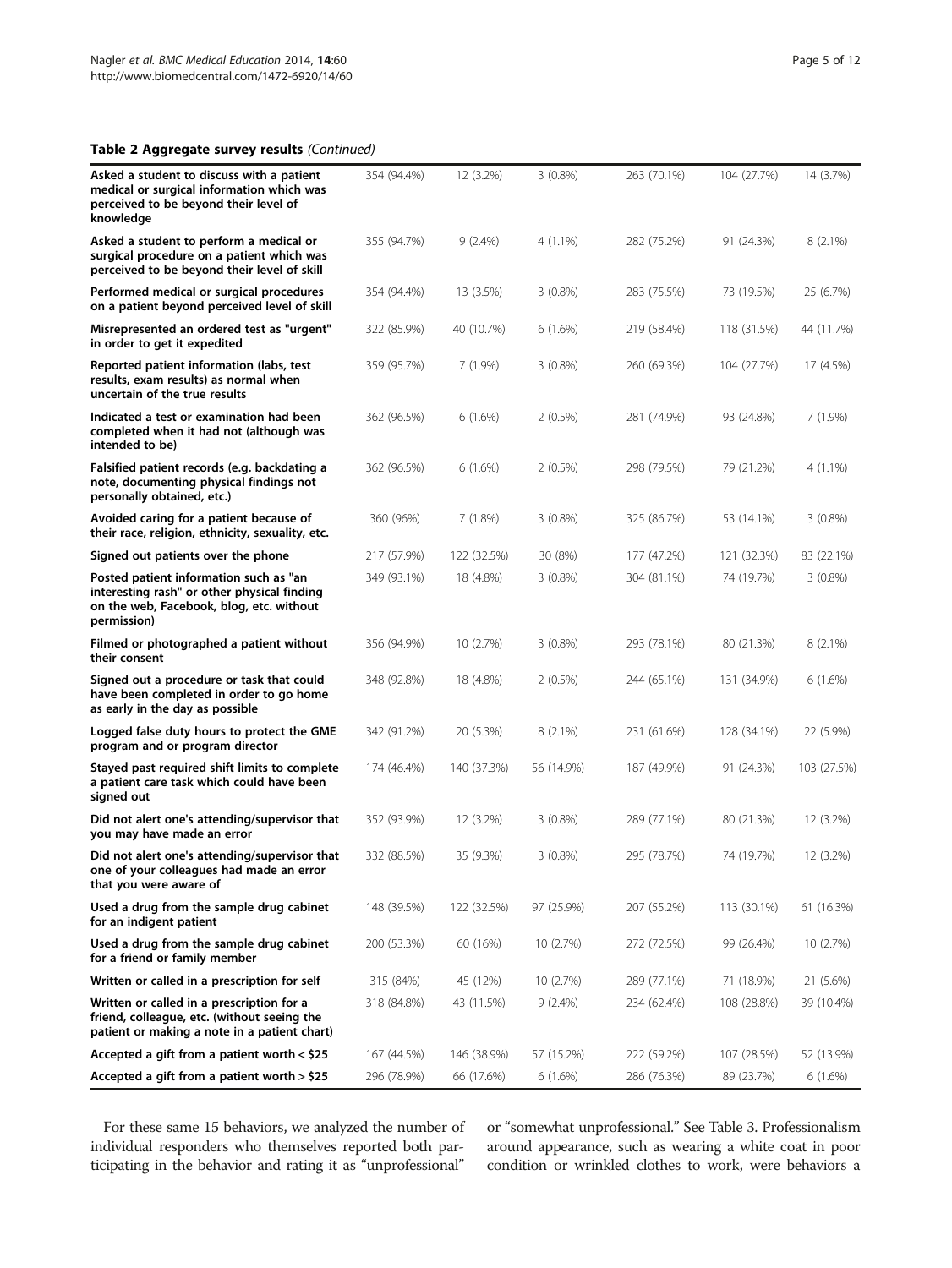**Table 2 Aggregate survey results** *(Continued)*

| | | | | | | |
|---|---|---|---|---|---|---|
| **Asked a student to discuss with a patient medical or surgical information which was perceived to be beyond their level of knowledge** | 354 (94.4%) | 12 (3.2%) | 3 (0.8%) | 263 (70.1%) | 104 (27.7%) | 14 (3.7%) |
| **Asked a student to perform a medical or surgical procedure on a patient which was perceived to be beyond their level of skill** | 355 (94.7%) | 9 (2.4%) | 4 (1.1%) | 282 (75.2%) | 91 (24.3%) | 8 (2.1%) |
| **Performed medical or surgical procedures on a patient beyond perceived level of skill** | 354 (94.4%) | 13 (3.5%) | 3 (0.8%) | 283 (75.5%) | 73 (19.5%) | 25 (6.7%) |
| **Misrepresented an ordered test as "urgent" in order to get it expedited** | 322 (85.9%) | 40 (10.7%) | 6 (1.6%) | 219 (58.4%) | 118 (31.5%) | 44 (11.7%) |
| **Reported patient information (labs, test results, exam results) as normal when uncertain of the true results** | 359 (95.7%) | 7 (1.9%) | 3 (0.8%) | 260 (69.3%) | 104 (27.7%) | 17 (4.5%) |
| **Indicated a test or examination had been completed when it had not (although was intended to be)** | 362 (96.5%) | 6 (1.6%) | 2 (0.5%) | 281 (74.9%) | 93 (24.8%) | 7 (1.9%) |
| **Falsified patient records (e.g. backdating a note, documenting physical findings not personally obtained, etc.)** | 362 (96.5%) | 6 (1.6%) | 2 (0.5%) | 298 (79.5%) | 79 (21.2%) | 4 (1.1%) |
| **Avoided caring for a patient because of their race, religion, ethnicity, sexuality, etc.** | 360 (96%) | 7 (1.8%) | 3 (0.8%) | 325 (86.7%) | 53 (14.1%) | 3 (0.8%) |
| **Signed out patients over the phone** | 217 (57.9%) | 122 (32.5%) | 30 (8%) | 177 (47.2%) | 121 (32.3%) | 83 (22.1%) |
| **Posted patient information such as "an interesting rash" or other physical finding on the web, Facebook, blog, etc. without permission)** | 349 (93.1%) | 18 (4.8%) | 3 (0.8%) | 304 (81.1%) | 74 (19.7%) | 3 (0.8%) |
| **Filmed or photographed a patient without their consent** | 356 (94.9%) | 10 (2.7%) | 3 (0.8%) | 293 (78.1%) | 80 (21.3%) | 8 (2.1%) |
| **Signed out a procedure or task that could have been completed in order to go home as early in the day as possible** | 348 (92.8%) | 18 (4.8%) | 2 (0.5%) | 244 (65.1%) | 131 (34.9%) | 6 (1.6%) |
| **Logged false duty hours to protect the GME program and or program director** | 342 (91.2%) | 20 (5.3%) | 8 (2.1%) | 231 (61.6%) | 128 (34.1%) | 22 (5.9%) |
| **Stayed past required shift limits to complete a patient care task which could have been signed out** | 174 (46.4%) | 140 (37.3%) | 56 (14.9%) | 187 (49.9%) | 91 (24.3%) | 103 (27.5%) |
| **Did not alert one's attending/supervisor that you may have made an error** | 352 (93.9%) | 12 (3.2%) | 3 (0.8%) | 289 (77.1%) | 80 (21.3%) | 12 (3.2%) |
| **Did not alert one's attending/supervisor that one of your colleagues had made an error that you were aware of** | 332 (88.5%) | 35 (9.3%) | 3 (0.8%) | 295 (78.7%) | 74 (19.7%) | 12 (3.2%) |
| **Used a drug from the sample drug cabinet for an indigent patient** | 148 (39.5%) | 122 (32.5%) | 97 (25.9%) | 207 (55.2%) | 113 (30.1%) | 61 (16.3%) |
| **Used a drug from the sample drug cabinet for a friend or family member** | 200 (53.3%) | 60 (16%) | 10 (2.7%) | 272 (72.5%) | 99 (26.4%) | 10 (2.7%) |
| **Written or called in a prescription for self** | 315 (84%) | 45 (12%) | 10 (2.7%) | 289 (77.1%) | 71 (18.9%) | 21 (5.6%) |
| **Written or called in a prescription for a friend, colleague, etc. (without seeing the patient or making a note in a patient chart)** | 318 (84.8%) | 43 (11.5%) | 9 (2.4%) | 234 (62.4%) | 108 (28.8%) | 39 (10.4%) |
| **Accepted a gift from a patient worth < $25** | 167 (44.5%) | 146 (38.9%) | 57 (15.2%) | 222 (59.2%) | 107 (28.5%) | 52 (13.9%) |
| **Accepted a gift from a patient worth > $25** | 296 (78.9%) | 66 (17.6%) | 6 (1.6%) | 286 (76.3%) | 89 (23.7%) | 6 (1.6%) |

For these same 15 behaviors, we analyzed the number of individual responders who themselves reported both participating in the behavior and rating it as "unprofessional" or "somewhat unprofessional." See Table 3. Professionalism around appearance, such as wearing a white coat in poor condition or wrinkled clothes to work, were behaviors a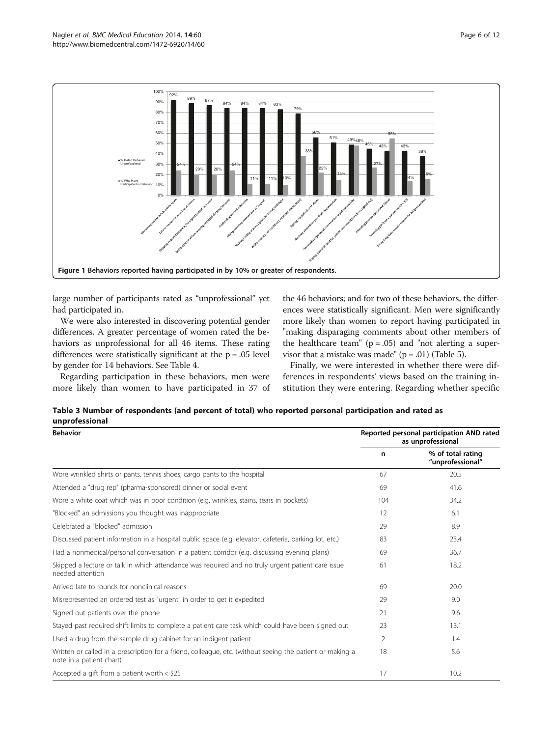Figure 1 Behaviors reported having participated in by 10% or greater of respondents.

large number of participants rated as "unprofessional" yet had participated in.

We were also interested in discovering potential gender differences. A greater percentage of women rated the behaviors as unprofessional for all 46 items. These rating differences were statistically significant at the $p = .05$ level by gender for 14 behaviors. See Table 4.

Regarding participation in these behaviors, men were more likely than women to have participated in 37 of the 46 behaviors; and for two of these behaviors, the differences were statistically significant. Men were significantly more likely than women to report having participated in "making disparaging comments about other members of the healthcare team" ($p = .05$) and "not alerting a supervisor that a mistake was made" ($p = .01$) (Table 5).

Finally, we were interested in whether there were differences in respondents' views based on the training institution they were entering. Regarding whether specific

**Table 3 Number of respondents (and percent of total) who reported personal participation and rated as unprofessional**

| Behavior | Reported personal participation AND rated as unprofessional | |
|---|---|---|
| | n | % of total rating "unprofessional" |
| Wore wrinkled shirts or pants, tennis shoes, cargo pants to the hospital | 67 | 20.5 |
| Attended a "drug rep" (pharma-sponsored) dinner or social event | 69 | 41.6 |
| Wore a white coat which was in poor condition (e.g. wrinkles, stains, tears in pockets) | 104 | 34.2 |
| "Blocked" an admissions you thought was inappropriate | 12 | 6.1 |
| Celebrated a "blocked" admission | 29 | 8.9 |
| Discussed patient information in a hospital public space (e.g. elevator, cafeteria, parking lot, etc.) | 83 | 23.4 |
| Had a nonmedical/personal conversation in a patient corridor (e.g. discussing evening plans) | 69 | 36.7 |
| Skipped a lecture or talk in which attendance was required and no truly urgent patient care issue needed attention | 61 | 18.2 |
| Arrived late to rounds for nonclinical reasons | 69 | 20.0 |
| Misrepresented an ordered test as "urgent" in order to get it expedited | 29 | 9.0 |
| Signed out patients over the phone | 21 | 9.6 |
| Stayed past required shift limits to complete a patient care task which could have been signed out | 23 | 13.1 |
| Used a drug from the sample drug cabinet for an indigent patient | 2 | 1.4 |
| Written or called in a prescription for a friend, colleague, etc. (without seeing the patient or making a note in a patient chart) | 18 | 5.6 |
| Accepted a gift from a patient worth < $25 | 17 | 10.2 |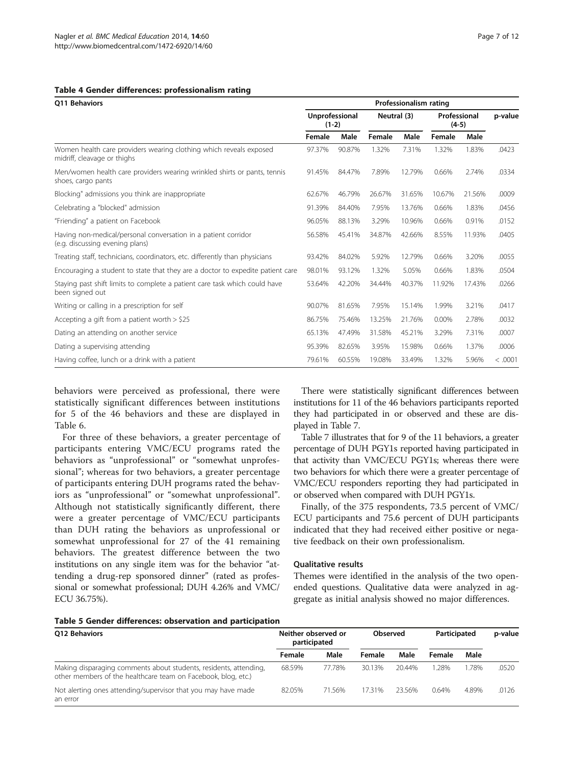**Table 4 Gender differences: professionalism rating**

| Q11 Behaviors | Professionalism rating | | | | | | |
|---|---|---|---|---|---|---|---|
| | Unprofessional (1-2) | | Neutral (3) | | Professional (4-5) | | p-value |
| | Female | Male | Female | Male | Female | Male | |
| Women health care providers wearing clothing which reveals exposed midriff, cleavage or thighs | 97.37% | 90.87% | 1.32% | 7.31% | 1.32% | 1.83% | .0423 |
| Men/women health care providers wearing wrinkled shirts or pants, tennis shoes, cargo pants | 91.45% | 84.47% | 7.89% | 12.79% | 0.66% | 2.74% | .0334 |
| Blocking" admissions you think are inappropriate | 62.67% | 46.79% | 26.67% | 31.65% | 10.67% | 21.56% | .0009 |
| Celebrating a "blocked" admission | 91.39% | 84.40% | 7.95% | 13.76% | 0.66% | 1.83% | .0456 |
| "Friending" a patient on Facebook | 96.05% | 88.13% | 3.29% | 10.96% | 0.66% | 0.91% | .0152 |
| Having non-medical/personal conversation in a patient corridor (e.g. discussing evening plans) | 56.58% | 45.41% | 34.87% | 42.66% | 8.55% | 11.93% | .0405 |
| Treating staff, technicians, coordinators, etc. differently than physicians | 93.42% | 84.02% | 5.92% | 12.79% | 0.66% | 3.20% | .0055 |
| Encouraging a student to state that they are a doctor to expedite patient care | 98.01% | 93.12% | 1.32% | 5.05% | 0.66% | 1.83% | .0504 |
| Staying past shift limits to complete a patient care task which could have been signed out | 53.64% | 42.20% | 34.44% | 40.37% | 11.92% | 17.43% | .0266 |
| Writing or calling in a prescription for self | 90.07% | 81.65% | 7.95% | 15.14% | 1.99% | 3.21% | .0417 |
| Accepting a gift from a patient worth > $25 | 86.75% | 75.46% | 13.25% | 21.76% | 0.00% | 2.78% | .0032 |
| Dating an attending on another service | 65.13% | 47.49% | 31.58% | 45.21% | 3.29% | 7.31% | .0007 |
| Dating a supervising attending | 95.39% | 82.65% | 3.95% | 15.98% | 0.66% | 1.37% | .0006 |
| Having coffee, lunch or a drink with a patient | 79.61% | 60.55% | 19.08% | 33.49% | 1.32% | 5.96% | < .0001 |

behaviors were perceived as professional, there were statistically significant differences between institutions for 5 of the 46 behaviors and these are displayed in Table 6.

For three of these behaviors, a greater percentage of participants entering VMC/ECU programs rated the behaviors as "unprofessional" or "somewhat unprofessional"; whereas for two behaviors, a greater percentage of participants entering DUH programs rated the behaviors as "unprofessional" or "somewhat unprofessional". Although not statistically significantly different, there were a greater percentage of VMC/ECU participants than DUH rating the behaviors as unprofessional or somewhat unprofessional for 27 of the 41 remaining behaviors. The greatest difference between the two institutions on any single item was for the behavior "attending a drug-rep sponsored dinner" (rated as professional or somewhat professional; DUH 4.26% and VMC/ECU 36.75%).

There were statistically significant differences between institutions for 11 of the 46 behaviors participants reported they had participated in or observed and these are displayed in Table 7.

Table 7 illustrates that for 9 of the 11 behaviors, a greater percentage of DUH PGY1s reported having participated in that activity than VMC/ECU PGY1s; whereas there were two behaviors for which there were a greater percentage of VMC/ECU responders reporting they had participated in or observed when compared with DUH PGY1s.

Finally, of the 375 respondents, 73.5 percent of VMC/ECU participants and 75.6 percent of DUH participants indicated that they had received either positive or negative feedback on their own professionalism.

### Qualitative results

Themes were identified in the analysis of the two open-ended questions. Qualitative data were analyzed in aggregate as initial analysis showed no major differences.

**Table 5 Gender differences: observation and participation**

| Q12 Behaviors | Neither observed or participated | | Observed | | Participated | | p-value |
|---|---|---|---|---|---|---|---|
| | Female | Male | Female | Male | Female | Male | |
| Making disparaging comments about students, residents, attending, other members of the healthcare team on Facebook, blog, etc.) | 68.59% | 77.78% | 30.13% | 20.44% | 1.28% | 1.78% | .0520 |
| Not alerting ones attending/supervisor that you may have made an error | 82.05% | 71.56% | 17.31% | 23.56% | 0.64% | 4.89% | .0126 |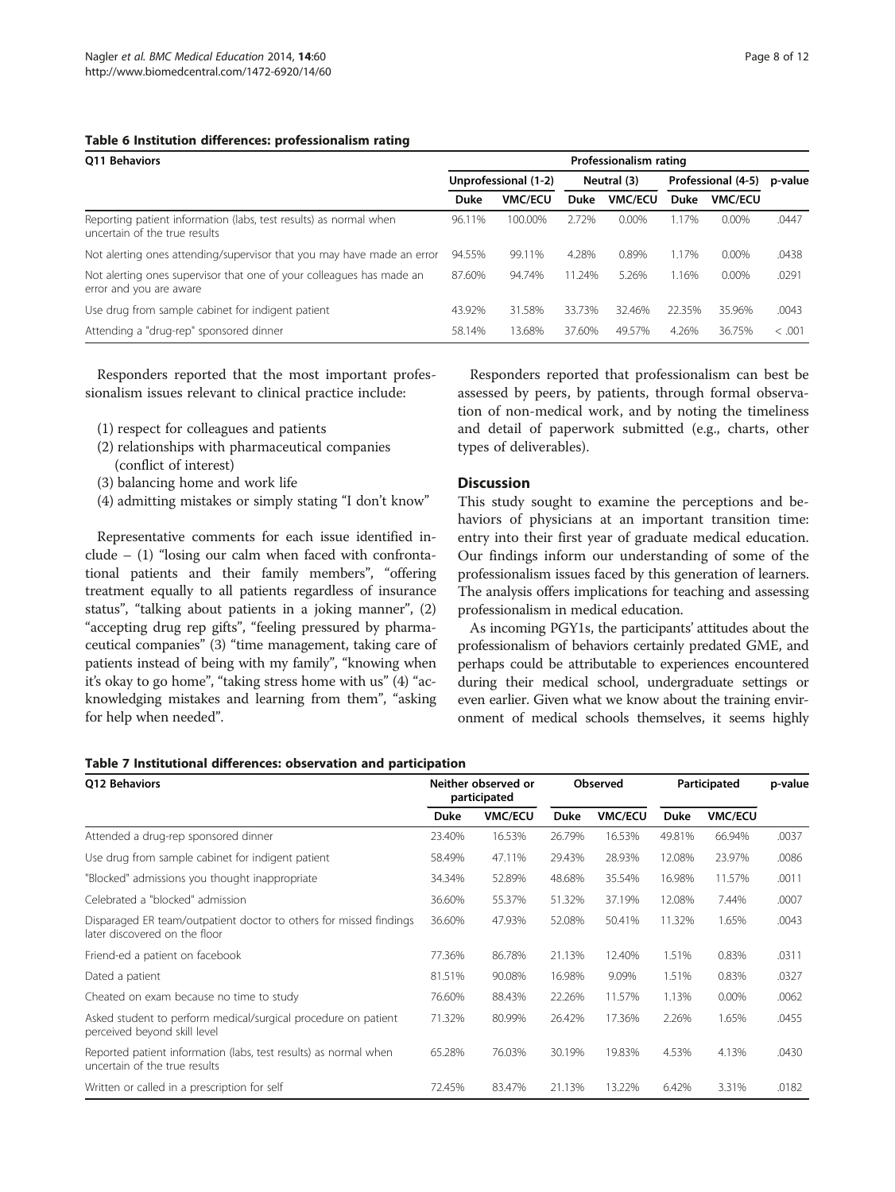**Table 6 Institution differences: professionalism rating**

| Q11 Behaviors | Professionalism rating | | | | | | |
|---|---|---|---|---|---|---|---|
| | Unprofessional (1-2) | | Neutral (3) | | Professional (4-5) | | p-value |
| | Duke | VMC/ECU | Duke | VMC/ECU | Duke | VMC/ECU | |
| Reporting patient information (labs, test results) as normal when uncertain of the true results | 96.11% | 100.00% | 2.72% | 0.00% | 1.17% | 0.00% | .0447 |
| Not alerting ones attending/supervisor that you may have made an error | 94.55% | 99.11% | 4.28% | 0.89% | 1.17% | 0.00% | .0438 |
| Not alerting ones supervisor that one of your colleagues has made an error and you are aware | 87.60% | 94.74% | 11.24% | 5.26% | 1.16% | 0.00% | .0291 |
| Use drug from sample cabinet for indigent patient | 43.92% | 31.58% | 33.73% | 32.46% | 22.35% | 35.96% | .0043 |
| Attending a "drug-rep" sponsored dinner | 58.14% | 13.68% | 37.60% | 49.57% | 4.26% | 36.75% | < .001 |

Responders reported that the most important professionalism issues relevant to clinical practice include:

(1) respect for colleagues and patients
(2) relationships with pharmaceutical companies (conflict of interest)
(3) balancing home and work life
(4) admitting mistakes or simply stating "I don't know"

Representative comments for each issue identified include – (1) "losing our calm when faced with confrontational patients and their family members", "offering treatment equally to all patients regardless of insurance status", "talking about patients in a joking manner", (2) "accepting drug rep gifts", "feeling pressured by pharmaceutical companies" (3) "time management, taking care of patients instead of being with my family", "knowing when it's okay to go home", "taking stress home with us" (4) "acknowledging mistakes and learning from them", "asking for help when needed".

Responders reported that professionalism can best be assessed by peers, by patients, through formal observation of non-medical work, and by noting the timeliness and detail of paperwork submitted (e.g., charts, other types of deliverables).

## Discussion

This study sought to examine the perceptions and behaviors of physicians at an important transition time: entry into their first year of graduate medical education. Our findings inform our understanding of some of the professionalism issues faced by this generation of learners. The analysis offers implications for teaching and assessing professionalism in medical education.

As incoming PGY1s, the participants' attitudes about the professionalism of behaviors certainly predated GME, and perhaps could be attributable to experiences encountered during their medical school, undergraduate settings or even earlier. Given what we know about the training environment of medical schools themselves, it seems highly

**Table 7 Institutional differences: observation and participation**

| Q12 Behaviors | Neither observed or participated | | Observed | | Participated | | p-value |
|---|---|---|---|---|---|---|---|
| | Duke | VMC/ECU | Duke | VMC/ECU | Duke | VMC/ECU | |
| Attended a drug-rep sponsored dinner | 23.40% | 16.53% | 26.79% | 16.53% | 49.81% | 66.94% | .0037 |
| Use drug from sample cabinet for indigent patient | 58.49% | 47.11% | 29.43% | 28.93% | 12.08% | 23.97% | .0086 |
| "Blocked" admissions you thought inappropriate | 34.34% | 52.89% | 48.68% | 35.54% | 16.98% | 11.57% | .0011 |
| Celebrated a "blocked" admission | 36.60% | 55.37% | 51.32% | 37.19% | 12.08% | 7.44% | .0007 |
| Disparaged ER team/outpatient doctor to others for missed findings later discovered on the floor | 36.60% | 47.93% | 52.08% | 50.41% | 11.32% | 1.65% | .0043 |
| Friend-ed a patient on facebook | 77.36% | 86.78% | 21.13% | 12.40% | 1.51% | 0.83% | .0311 |
| Dated a patient | 81.51% | 90.08% | 16.98% | 9.09% | 1.51% | 0.83% | .0327 |
| Cheated on exam because no time to study | 76.60% | 88.43% | 22.26% | 11.57% | 1.13% | 0.00% | .0062 |
| Asked student to perform medical/surgical procedure on patient perceived beyond skill level | 71.32% | 80.99% | 26.42% | 17.36% | 2.26% | 1.65% | .0455 |
| Reported patient information (labs, test results) as normal when uncertain of the true results | 65.28% | 76.03% | 30.19% | 19.83% | 4.53% | 4.13% | .0430 |
| Written or called in a prescription for self | 72.45% | 83.47% | 21.13% | 13.22% | 6.42% | 3.31% | .0182 |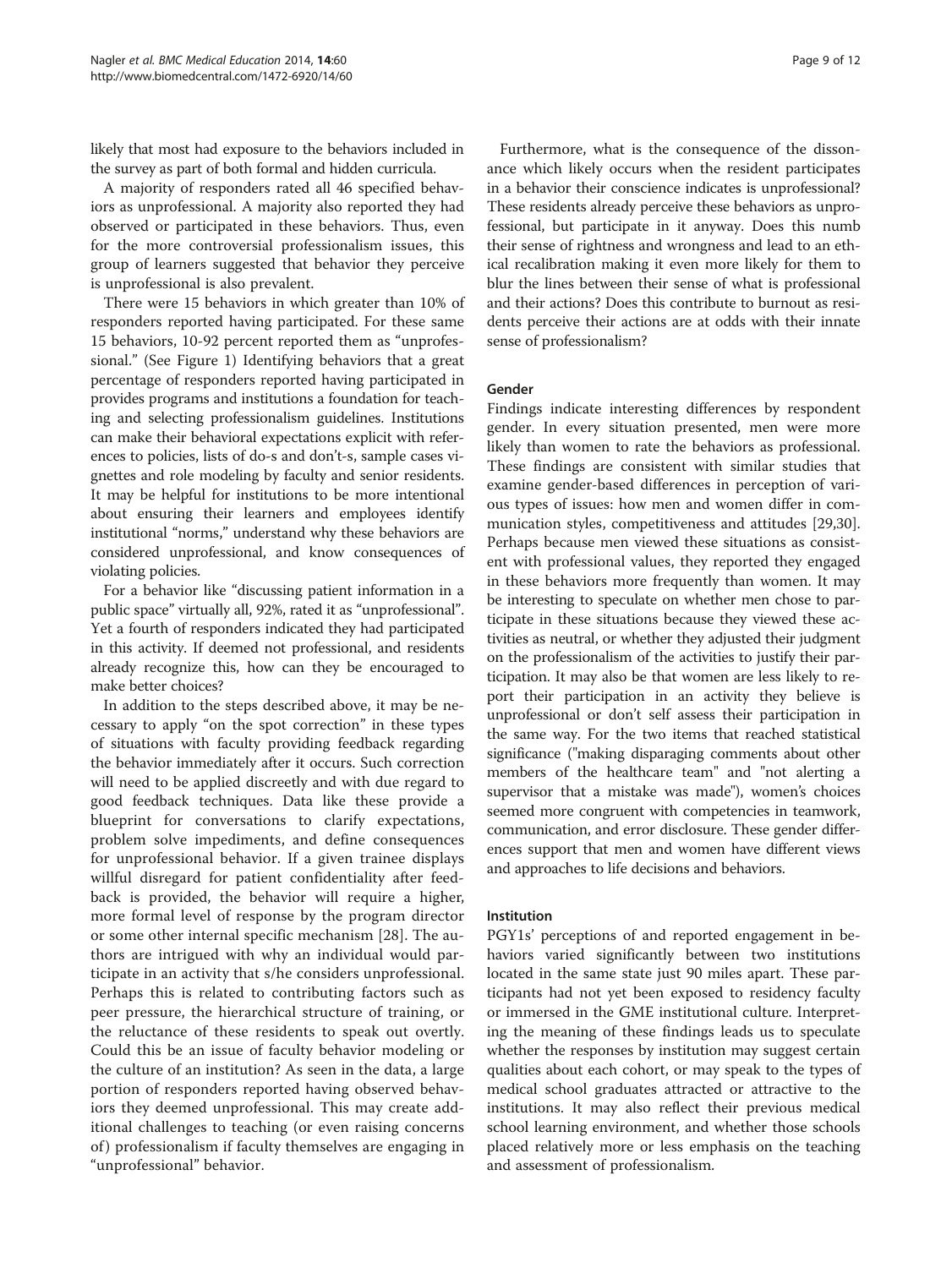likely that most had exposure to the behaviors included in the survey as part of both formal and hidden curricula.

A majority of responders rated all 46 specified behaviors as unprofessional. A majority also reported they had observed or participated in these behaviors. Thus, even for the more controversial professionalism issues, this group of learners suggested that behavior they perceive is unprofessional is also prevalent.

There were 15 behaviors in which greater than 10% of responders reported having participated. For these same 15 behaviors, 10-92 percent reported them as "unprofessional." (See Figure 1) Identifying behaviors that a great percentage of responders reported having participated in provides programs and institutions a foundation for teaching and selecting professionalism guidelines. Institutions can make their behavioral expectations explicit with references to policies, lists of do-s and don't-s, sample cases vignettes and role modeling by faculty and senior residents. It may be helpful for institutions to be more intentional about ensuring their learners and employees identify institutional "norms," understand why these behaviors are considered unprofessional, and know consequences of violating policies.

For a behavior like "discussing patient information in a public space" virtually all, 92%, rated it as "unprofessional". Yet a fourth of responders indicated they had participated in this activity. If deemed not professional, and residents already recognize this, how can they be encouraged to make better choices?

In addition to the steps described above, it may be necessary to apply "on the spot correction" in these types of situations with faculty providing feedback regarding the behavior immediately after it occurs. Such correction will need to be applied discreetly and with due regard to good feedback techniques. Data like these provide a blueprint for conversations to clarify expectations, problem solve impediments, and define consequences for unprofessional behavior. If a given trainee displays willful disregard for patient confidentiality after feedback is provided, the behavior will require a higher, more formal level of response by the program director or some other internal specific mechanism [28]. The authors are intrigued with why an individual would participate in an activity that s/he considers unprofessional. Perhaps this is related to contributing factors such as peer pressure, the hierarchical structure of training, or the reluctance of these residents to speak out overtly. Could this be an issue of faculty behavior modeling or the culture of an institution? As seen in the data, a large portion of responders reported having observed behaviors they deemed unprofessional. This may create additional challenges to teaching (or even raising concerns of) professionalism if faculty themselves are engaging in "unprofessional" behavior.

Furthermore, what is the consequence of the dissonance which likely occurs when the resident participates in a behavior their conscience indicates is unprofessional? These residents already perceive these behaviors as unprofessional, but participate in it anyway. Does this numb their sense of rightness and wrongness and lead to an ethical recalibration making it even more likely for them to blur the lines between their sense of what is professional and their actions? Does this contribute to burnout as residents perceive their actions are at odds with their innate sense of professionalism?

### Gender

Findings indicate interesting differences by respondent gender. In every situation presented, men were more likely than women to rate the behaviors as professional. These findings are consistent with similar studies that examine gender-based differences in perception of various types of issues: how men and women differ in communication styles, competitiveness and attitudes [29,30]. Perhaps because men viewed these situations as consistent with professional values, they reported they engaged in these behaviors more frequently than women. It may be interesting to speculate on whether men chose to participate in these situations because they viewed these activities as neutral, or whether they adjusted their judgment on the professionalism of the activities to justify their participation. It may also be that women are less likely to report their participation in an activity they believe is unprofessional or don't self assess their participation in the same way. For the two items that reached statistical significance ("making disparaging comments about other members of the healthcare team" and "not alerting a supervisor that a mistake was made"), women's choices seemed more congruent with competencies in teamwork, communication, and error disclosure. These gender differences support that men and women have different views and approaches to life decisions and behaviors.

### Institution

PGY1s' perceptions of and reported engagement in behaviors varied significantly between two institutions located in the same state just 90 miles apart. These participants had not yet been exposed to residency faculty or immersed in the GME institutional culture. Interpreting the meaning of these findings leads us to speculate whether the responses by institution may suggest certain qualities about each cohort, or may speak to the types of medical school graduates attracted or attractive to the institutions. It may also reflect their previous medical school learning environment, and whether those schools placed relatively more or less emphasis on the teaching and assessment of professionalism.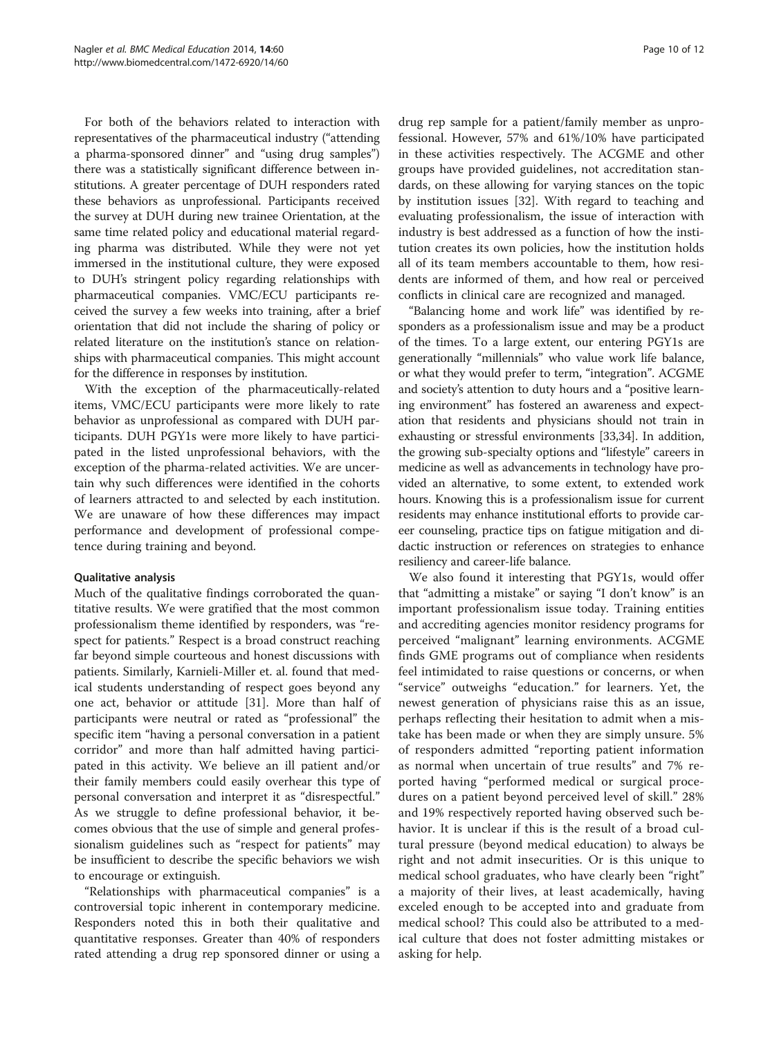For both of the behaviors related to interaction with representatives of the pharmaceutical industry ("attending a pharma-sponsored dinner" and "using drug samples") there was a statistically significant difference between institutions. A greater percentage of DUH responders rated these behaviors as unprofessional. Participants received the survey at DUH during new trainee Orientation, at the same time related policy and educational material regarding pharma was distributed. While they were not yet immersed in the institutional culture, they were exposed to DUH's stringent policy regarding relationships with pharmaceutical companies. VMC/ECU participants received the survey a few weeks into training, after a brief orientation that did not include the sharing of policy or related literature on the institution's stance on relationships with pharmaceutical companies. This might account for the difference in responses by institution.

With the exception of the pharmaceutically-related items, VMC/ECU participants were more likely to rate behavior as unprofessional as compared with DUH participants. DUH PGY1s were more likely to have participated in the listed unprofessional behaviors, with the exception of the pharma-related activities. We are uncertain why such differences were identified in the cohorts of learners attracted to and selected by each institution. We are unaware of how these differences may impact performance and development of professional competence during training and beyond.

### Qualitative analysis

Much of the qualitative findings corroborated the quantitative results. We were gratified that the most common professionalism theme identified by responders, was "respect for patients." Respect is a broad construct reaching far beyond simple courteous and honest discussions with patients. Similarly, Karnieli-Miller et. al. found that medical students understanding of respect goes beyond any one act, behavior or attitude [31]. More than half of participants were neutral or rated as "professional" the specific item "having a personal conversation in a patient corridor" and more than half admitted having participated in this activity. We believe an ill patient and/or their family members could easily overhear this type of personal conversation and interpret it as "disrespectful." As we struggle to define professional behavior, it becomes obvious that the use of simple and general professionalism guidelines such as "respect for patients" may be insufficient to describe the specific behaviors we wish to encourage or extinguish.

"Relationships with pharmaceutical companies" is a controversial topic inherent in contemporary medicine. Responders noted this in both their qualitative and quantitative responses. Greater than 40% of responders rated attending a drug rep sponsored dinner or using a drug rep sample for a patient/family member as unprofessional. However, 57% and 61%/10% have participated in these activities respectively. The ACGME and other groups have provided guidelines, not accreditation standards, on these allowing for varying stances on the topic by institution issues [32]. With regard to teaching and evaluating professionalism, the issue of interaction with industry is best addressed as a function of how the institution creates its own policies, how the institution holds all of its team members accountable to them, how residents are informed of them, and how real or perceived conflicts in clinical care are recognized and managed.

"Balancing home and work life" was identified by responders as a professionalism issue and may be a product of the times. To a large extent, our entering PGY1s are generationally "millennials" who value work life balance, or what they would prefer to term, "integration". ACGME and society's attention to duty hours and a "positive learning environment" has fostered an awareness and expectation that residents and physicians should not train in exhausting or stressful environments [33,34]. In addition, the growing sub-specialty options and "lifestyle" careers in medicine as well as advancements in technology have provided an alternative, to some extent, to extended work hours. Knowing this is a professionalism issue for current residents may enhance institutional efforts to provide career counseling, practice tips on fatigue mitigation and didactic instruction or references on strategies to enhance resiliency and career-life balance.

We also found it interesting that PGY1s, would offer that "admitting a mistake" or saying "I don't know" is an important professionalism issue today. Training entities and accrediting agencies monitor residency programs for perceived "malignant" learning environments. ACGME finds GME programs out of compliance when residents feel intimidated to raise questions or concerns, or when "service" outweighs "education." for learners. Yet, the newest generation of physicians raise this as an issue, perhaps reflecting their hesitation to admit when a mistake has been made or when they are simply unsure. 5% of responders admitted "reporting patient information as normal when uncertain of true results" and 7% reported having "performed medical or surgical procedures on a patient beyond perceived level of skill." 28% and 19% respectively reported having observed such behavior. It is unclear if this is the result of a broad cultural pressure (beyond medical education) to always be right and not admit insecurities. Or is this unique to medical school graduates, who have clearly been "right" a majority of their lives, at least academically, having exceled enough to be accepted into and graduate from medical school? This could also be attributed to a medical culture that does not foster admitting mistakes or asking for help.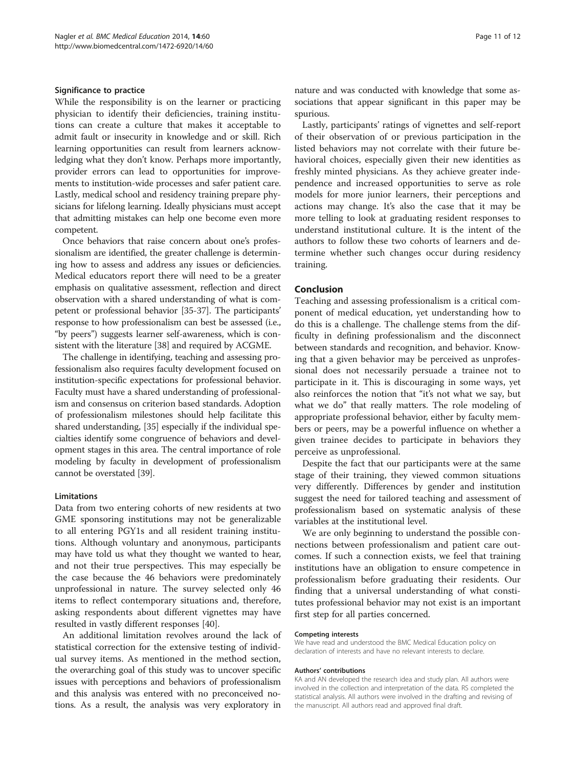### Significance to practice

While the responsibility is on the learner or practicing physician to identify their deficiencies, training institutions can create a culture that makes it acceptable to admit fault or insecurity in knowledge and or skill. Rich learning opportunities can result from learners acknowledging what they don't know. Perhaps more importantly, provider errors can lead to opportunities for improvements to institution-wide processes and safer patient care. Lastly, medical school and residency training prepare physicians for lifelong learning. Ideally physicians must accept that admitting mistakes can help one become even more competent.

Once behaviors that raise concern about one's professionalism are identified, the greater challenge is determining how to assess and address any issues or deficiencies. Medical educators report there will need to be a greater emphasis on qualitative assessment, reflection and direct observation with a shared understanding of what is competent or professional behavior [35-37]. The participants' response to how professionalism can best be assessed (i.e., "by peers") suggests learner self-awareness, which is consistent with the literature [38] and required by ACGME.

The challenge in identifying, teaching and assessing professionalism also requires faculty development focused on institution-specific expectations for professional behavior. Faculty must have a shared understanding of professionalism and consensus on criterion based standards. Adoption of professionalism milestones should help facilitate this shared understanding, [35] especially if the individual specialties identify some congruence of behaviors and development stages in this area. The central importance of role modeling by faculty in development of professionalism cannot be overstated [39].

### Limitations

Data from two entering cohorts of new residents at two GME sponsoring institutions may not be generalizable to all entering PGY1s and all resident training institutions. Although voluntary and anonymous, participants may have told us what they thought we wanted to hear, and not their true perspectives. This may especially be the case because the 46 behaviors were predominately unprofessional in nature. The survey selected only 46 items to reflect contemporary situations and, therefore, asking respondents about different vignettes may have resulted in vastly different responses [40].

An additional limitation revolves around the lack of statistical correction for the extensive testing of individual survey items. As mentioned in the method section, the overarching goal of this study was to uncover specific issues with perceptions and behaviors of professionalism and this analysis was entered with no preconceived notions. As a result, the analysis was very exploratory in nature and was conducted with knowledge that some associations that appear significant in this paper may be spurious.

Lastly, participants' ratings of vignettes and self-report of their observation of or previous participation in the listed behaviors may not correlate with their future behavioral choices, especially given their new identities as freshly minted physicians. As they achieve greater independence and increased opportunities to serve as role models for more junior learners, their perceptions and actions may change. It's also the case that it may be more telling to look at graduating resident responses to understand institutional culture. It is the intent of the authors to follow these two cohorts of learners and determine whether such changes occur during residency training.

## Conclusion

Teaching and assessing professionalism is a critical component of medical education, yet understanding how to do this is a challenge. The challenge stems from the difficulty in defining professionalism and the disconnect between standards and recognition, and behavior. Knowing that a given behavior may be perceived as unprofessional does not necessarily persuade a trainee not to participate in it. This is discouraging in some ways, yet also reinforces the notion that "it's not what we say, but what we do" that really matters. The role modeling of appropriate professional behavior, either by faculty members or peers, may be a powerful influence on whether a given trainee decides to participate in behaviors they perceive as unprofessional.

Despite the fact that our participants were at the same stage of their training, they viewed common situations very differently. Differences by gender and institution suggest the need for tailored teaching and assessment of professionalism based on systematic analysis of these variables at the institutional level.

We are only beginning to understand the possible connections between professionalism and patient care outcomes. If such a connection exists, we feel that training institutions have an obligation to ensure competence in professionalism before graduating their residents. Our finding that a universal understanding of what constitutes professional behavior may not exist is an important first step for all parties concerned.

#### Competing interests

We have read and understood the BMC Medical Education policy on declaration of interests and have no relevant interests to declare.

#### Authors' contributions

KA and AN developed the research idea and study plan. All authors were involved in the collection and interpretation of the data. RS completed the statistical analysis. All authors were involved in the drafting and revising of the manuscript. All authors read and approved final draft.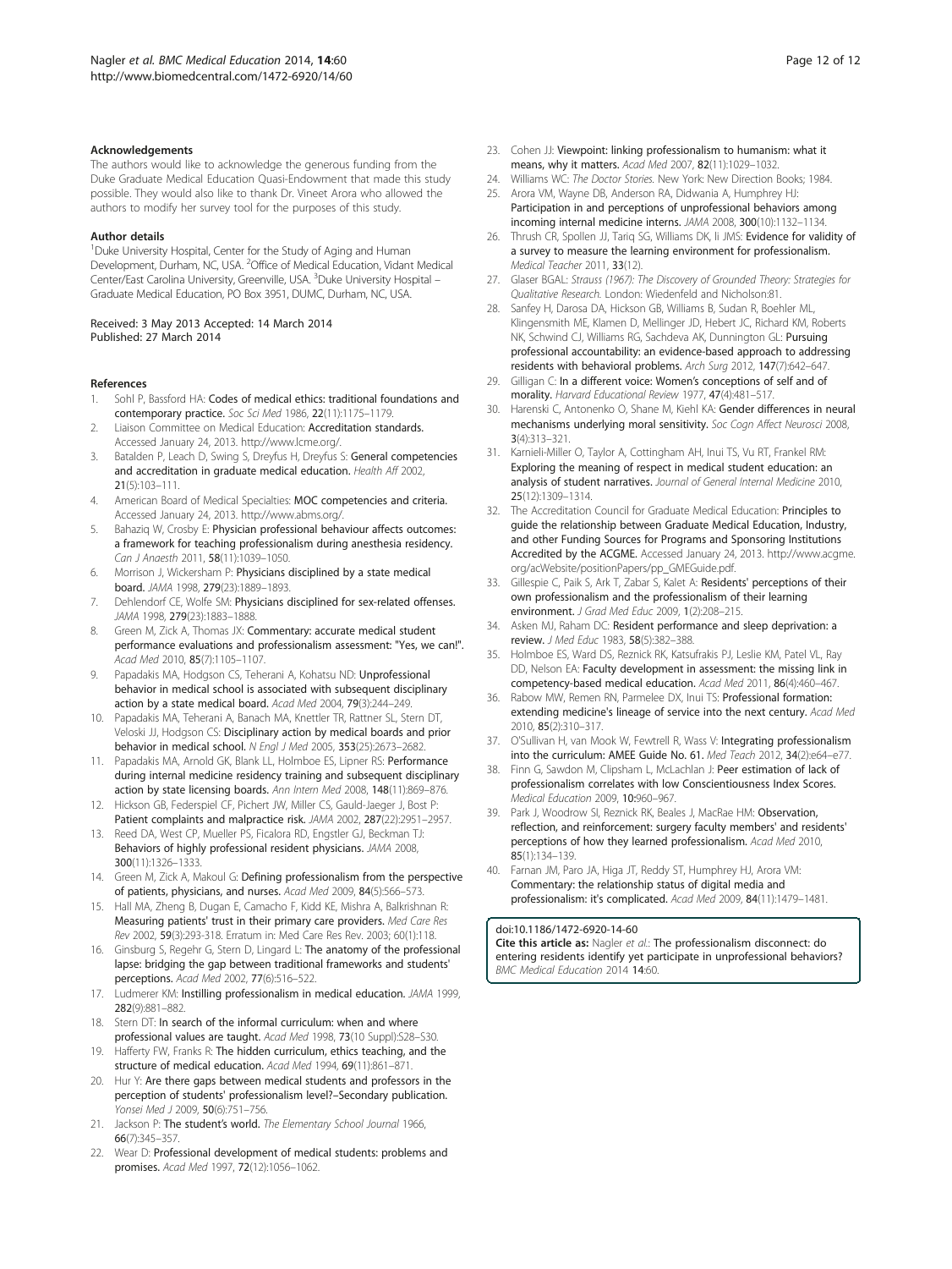#### Acknowledgements

The authors would like to acknowledge the generous funding from the Duke Graduate Medical Education Quasi-Endowment that made this study possible. They would also like to thank Dr. Vineet Arora who allowed the authors to modify her survey tool for the purposes of this study.

#### Author details

[1]Duke University Hospital, Center for the Study of Aging and Human Development, Durham, NC, USA. [2]Office of Medical Education, Vidant Medical Center/East Carolina University, Greenville, USA. [3]Duke University Hospital – Graduate Medical Education, PO Box 3951, DUMC, Durham, NC, USA.

Received: 3 May 2013 Accepted: 14 March 2014
Published: 27 March 2014

#### References

1. Sohl P, Bassford HA: **Codes of medical ethics: traditional foundations and contemporary practice.** *Soc Sci Med* 1986, **22**(11):1175–1179.
2. Liaison Committee on Medical Education: **Accreditation standards.** Accessed January 24, 2013. http://www.lcme.org/.
3. Batalden P, Leach D, Swing S, Dreyfus H, Dreyfus S: **General competencies and accreditation in graduate medical education.** *Health Aff* 2002, **21**(5):103–111.
4. American Board of Medical Specialties: **MOC competencies and criteria.** Accessed January 24, 2013. http://www.abms.org/.
5. Bahaziq W, Crosby E: **Physician professional behaviour affects outcomes: a framework for teaching professionalism during anesthesia residency.** *Can J Anaesth* 2011, **58**(11):1039–1050.
6. Morrison J, Wickersham P: **Physicians disciplined by a state medical board.** *JAMA* 1998, **279**(23):1889–1893.
7. Dehlendorf CE, Wolfe SM: **Physicians disciplined for sex-related offenses.** *JAMA* 1998, **279**(23):1883–1888.
8. Green M, Zick A, Thomas JX: **Commentary: accurate medical student performance evaluations and professionalism assessment: "Yes, we can!".** *Acad Med* 2010, **85**(7):1105–1107.
9. Papadakis MA, Hodgson CS, Teherani A, Kohatsu ND: **Unprofessional behavior in medical school is associated with subsequent disciplinary action by a state medical board.** *Acad Med* 2004, **79**(3):244–249.
10. Papadakis MA, Teherani A, Banach MA, Knettler TR, Rattner SL, Stern DT, Veloski JJ, Hodgson CS: **Disciplinary action by medical boards and prior behavior in medical school.** *N Engl J Med* 2005, **353**(25):2673–2682.
11. Papadakis MA, Arnold GK, Blank LL, Holmboe ES, Lipner RS: **Performance during internal medicine residency training and subsequent disciplinary action by state licensing boards.** *Ann Intern Med* 2008, **148**(11):869–876.
12. Hickson GB, Federspiel CF, Pichert JW, Miller CS, Gauld-Jaeger J, Bost P: **Patient complaints and malpractice risk.** *JAMA* 2002, **287**(22):2951–2957.
13. Reed DA, West CP, Mueller PS, Ficalora RD, Engstler GJ, Beckman TJ: **Behaviors of highly professional resident physicians.** *JAMA* 2008, **300**(11):1326–1333.
14. Green M, Zick A, Makoul G: **Defining professionalism from the perspective of patients, physicians, and nurses.** *Acad Med* 2009, **84**(5):566–573.
15. Hall MA, Zheng B, Dugan E, Camacho F, Kidd KE, Mishra A, Balkrishnan R: **Measuring patients' trust in their primary care providers.** *Med Care Res Rev* 2002, **59**(3):293-318. Erratum in: Med Care Res Rev. 2003; 60(1):118.
16. Ginsburg S, Regehr G, Stern D, Lingard L: **The anatomy of the professional lapse: bridging the gap between traditional frameworks and students' perceptions.** *Acad Med* 2002, **77**(6):516–522.
17. Ludmerer KM: **Instilling professionalism in medical education.** *JAMA* 1999, **282**(9):881–882.
18. Stern DT: **In search of the informal curriculum: when and where professional values are taught.** *Acad Med* 1998, **73**(10 Suppl):S28–S30.
19. Hafferty FW, Franks R: **The hidden curriculum, ethics teaching, and the structure of medical education.** *Acad Med* 1994, **69**(11):861–871.
20. Hur Y: **Are there gaps between medical students and professors in the perception of students' professionalism level?–Secondary publication.** *Yonsei Med J* 2009, **50**(6):751–756.
21. Jackson P: **The student's world.** *The Elementary School Journal* 1966, **66**(7):345–357.
22. Wear D: **Professional development of medical students: problems and promises.** *Acad Med* 1997, **72**(12):1056–1062.
23. Cohen JJ: **Viewpoint: linking professionalism to humanism: what it means, why it matters.** *Acad Med* 2007, **82**(11):1029–1032.
24. Williams WC: *The Doctor Stories.* New York: New Direction Books; 1984.
25. Arora VM, Wayne DB, Anderson RA, Didwania A, Humphrey HJ: **Participation in and perceptions of unprofessional behaviors among incoming internal medicine interns.** *JAMA* 2008, **300**(10):1132–1134.
26. Thrush CR, Spollen JJ, Tariq SG, Williams DK, Ii JMS: **Evidence for validity of a survey to measure the learning environment for professionalism.** *Medical Teacher* 2011, **33**(12).
27. Glaser BGAL: *Strauss (1967): The Discovery of Grounded Theory: Strategies for Qualitative Research.* London: Wiedenfeld and Nicholson:81.
28. Sanfey H, Darosa DA, Hickson GB, Williams B, Sudan R, Boehler ML, Klingensmith ME, Klamen D, Mellinger JD, Hebert JC, Richard KM, Roberts NK, Schwind CJ, Williams RG, Sachdeva AK, Dunnington GL: **Pursuing professional accountability: an evidence-based approach to addressing residents with behavioral problems.** *Arch Surg* 2012, **147**(7):642–647.
29. Gilligan C: **In a different voice: Women's conceptions of self and of morality.** *Harvard Educational Review* 1977, **47**(4):481–517.
30. Harenski C, Antonenko O, Shane M, Kiehl KA: **Gender differences in neural mechanisms underlying moral sensitivity.** *Soc Cogn Affect Neurosci* 2008, **3**(4):313–321.
31. Karnieli-Miller O, Taylor A, Cottingham AH, Inui TS, Vu RT, Frankel RM: **Exploring the meaning of respect in medical student education: an analysis of student narratives.** *Journal of General Internal Medicine* 2010, **25**(12):1309–1314.
32. The Accreditation Council for Graduate Medical Education: **Principles to guide the relationship between Graduate Medical Education, Industry, and other Funding Sources for Programs and Sponsoring Institutions Accredited by the ACGME.** Accessed January 24, 2013. http://www.acgme.org/acWebsite/positionPapers/pp_GMEGuide.pdf.
33. Gillespie C, Paik S, Ark T, Zabar S, Kalet A: **Residents' perceptions of their own professionalism and the professionalism of their learning environment.** *J Grad Med Educ* 2009, **1**(2):208–215.
34. Asken MJ, Raham DC: **Resident performance and sleep deprivation: a review.** *J Med Educ* 1983, **58**(5):382–388.
35. Holmboe ES, Ward DS, Reznick RK, Katsufrakis PJ, Leslie KM, Patel VL, Ray DD, Nelson EA: **Faculty development in assessment: the missing link in competency-based medical education.** *Acad Med* 2011, **86**(4):460–467.
36. Rabow MW, Remen RN, Parmelee DX, Inui TS: **Professional formation: extending medicine's lineage of service into the next century.** *Acad Med* 2010, **85**(2):310–317.
37. O'Sullivan H, van Mook W, Fewtrell R, Wass V: **Integrating professionalism into the curriculum: AMEE Guide No. 61.** *Med Teach* 2012, **34**(2):e64–e77.
38. Finn G, Sawdon M, Clipsham L, McLachlan J: **Peer estimation of lack of professionalism correlates with low Conscientiousness Index Scores.** *Medical Education* 2009, **10**:960–967.
39. Park J, Woodrow SI, Reznick RK, Beales J, MacRae HM: **Observation, reflection, and reinforcement: surgery faculty members' and residents' perceptions of how they learned professionalism.** *Acad Med* 2010, **85**(1):134–139.
40. Farnan JM, Paro JA, Higa JT, Reddy ST, Humphrey HJ, Arora VM: **Commentary: the relationship status of digital media and professionalism: it's complicated.** *Acad Med* 2009, **84**(11):1479–1481.

doi:10.1186/1472-6920-14-60
**Cite this article as:** Nagler *et al.*: The professionalism disconnect: do entering residents identify yet participate in unprofessional behaviors? *BMC Medical Education* 2014 **14**:60.